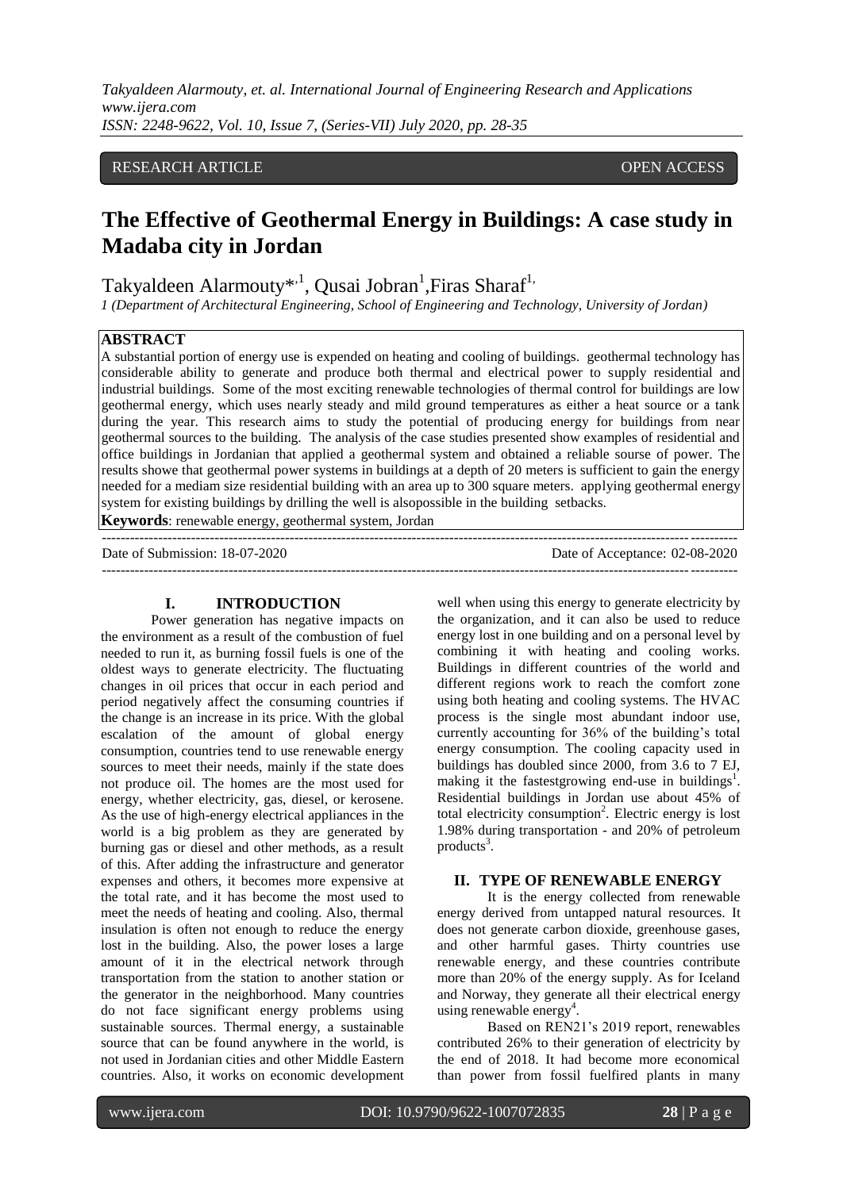RESEARCH ARTICLE OPEN ACCESS

# The Effective of Geothermal Energy in Buildings: A case study in Madaba city in Jordan

Takyaldeen Alarmouty*[,1], Qusai Jobran[1], Firas Sharaf[1,]

*1 (Department of Architectural Engineering, School of Engineering and Technology, University of Jordan)*

## ABSTRACT

A substantial portion of energy use is expended on heating and cooling of buildings. geothermal technology has considerable ability to generate and produce both thermal and electrical power to supply residential and industrial buildings. Some of the most exciting renewable technologies of thermal control for buildings are low geothermal energy, which uses nearly steady and mild ground temperatures as either a heat source or a tank during the year. This research aims to study the potential of producing energy for buildings from near geothermal sources to the building. The analysis of the case studies presented show examples of residential and office buildings in Jordanian that applied a geothermal system and obtained a reliable sourse of power. The results showe that geothermal power systems in buildings at a depth of 20 meters is sufficient to gain the energy needed for a mediam size residential building with an area up to 300 square meters. applying geothermal energy system for existing buildings by drilling the well is alsopossible in the building setbacks.

**Keywords**: renewable energy, geothermal system, Jordan

Date of Submission: 18-07-2020 Date of Acceptance: 02-08-2020

## I. INTRODUCTION

Power generation has negative impacts on the environment as a result of the combustion of fuel needed to run it, as burning fossil fuels is one of the oldest ways to generate electricity. The fluctuating changes in oil prices that occur in each period and period negatively affect the consuming countries if the change is an increase in its price. With the global escalation of the amount of global energy consumption, countries tend to use renewable energy sources to meet their needs, mainly if the state does not produce oil. The homes are the most used for energy, whether electricity, gas, diesel, or kerosene. As the use of high-energy electrical appliances in the world is a big problem as they are generated by burning gas or diesel and other methods, as a result of this. After adding the infrastructure and generator expenses and others, it becomes more expensive at the total rate, and it has become the most used to meet the needs of heating and cooling. Also, thermal insulation is often not enough to reduce the energy lost in the building. Also, the power loses a large amount of it in the electrical network through transportation from the station to another station or the generator in the neighborhood. Many countries do not face significant energy problems using sustainable sources. Thermal energy, a sustainable source that can be found anywhere in the world, is not used in Jordanian cities and other Middle Eastern countries. Also, it works on economic development well when using this energy to generate electricity by the organization, and it can also be used to reduce energy lost in one building and on a personal level by combining it with heating and cooling works. Buildings in different countries of the world and different regions work to reach the comfort zone using both heating and cooling systems. The HVAC process is the single most abundant indoor use, currently accounting for 36% of the building's total energy consumption. The cooling capacity used in buildings has doubled since 2000, from 3.6 to 7 EJ, making it the fastestgrowing end-use in buildings[1]. Residential buildings in Jordan use about 45% of total electricity consumption[2]. Electric energy is lost 1.98% during transportation - and 20% of petroleum products[3].

## II. TYPE OF RENEWABLE ENERGY

It is the energy collected from renewable energy derived from untapped natural resources. It does not generate carbon dioxide, greenhouse gases, and other harmful gases. Thirty countries use renewable energy, and these countries contribute more than 20% of the energy supply. As for Iceland and Norway, they generate all their electrical energy using renewable energy[4].

Based on REN21's 2019 report, renewables contributed 26% to their generation of electricity by the end of 2018. It had become more economical than power from fossil fuelfired plants in many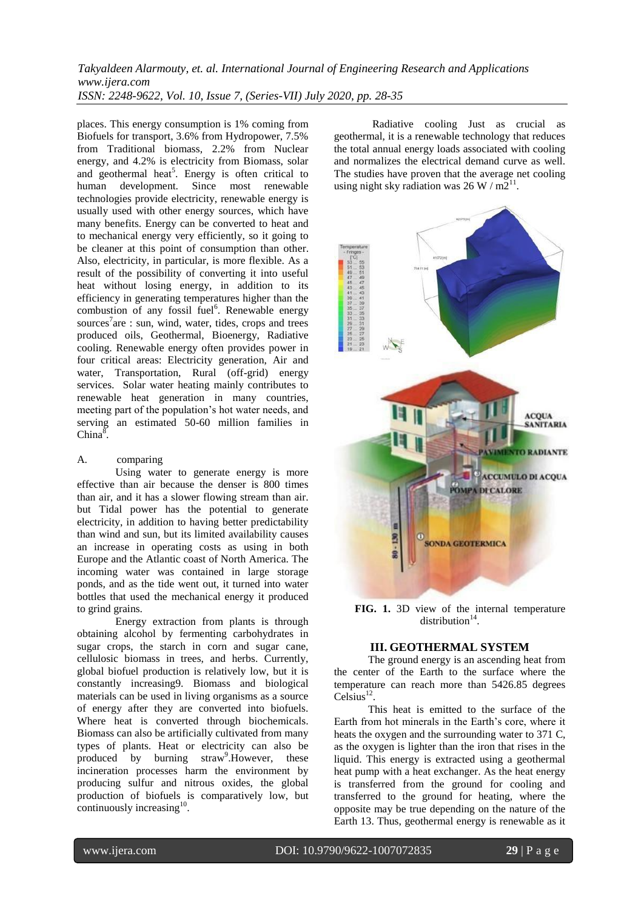places. This energy consumption is 1% coming from Biofuels for transport, 3.6% from Hydropower, 7.5% from Traditional biomass, 2.2% from Nuclear energy, and 4.2% is electricity from Biomass, solar and geothermal heat[5]. Energy is often critical to human development. Since most renewable technologies provide electricity, renewable energy is usually used with other energy sources, which have many benefits. Energy can be converted to heat and to mechanical energy very efficiently, so it going to be cleaner at this point of consumption than other. Also, electricity, in particular, is more flexible. As a result of the possibility of converting it into useful heat without losing energy, in addition to its efficiency in generating temperatures higher than the combustion of any fossil fuel[6]. Renewable energy sources[7]are : sun, wind, water, tides, crops and trees produced oils, Geothermal, Bioenergy, Radiative cooling. Renewable energy often provides power in four critical areas: Electricity generation, Air and water, Transportation, Rural (off-grid) energy services. Solar water heating mainly contributes to renewable heat generation in many countries, meeting part of the population's hot water needs, and serving an estimated 50-60 million families in China[8].

A. comparing

Using water to generate energy is more effective than air because the denser is 800 times than air, and it has a slower flowing stream than air. but Tidal power has the potential to generate electricity, in addition to having better predictability than wind and sun, but its limited availability causes an increase in operating costs as using in both Europe and the Atlantic coast of North America. The incoming water was contained in large storage ponds, and as the tide went out, it turned into water bottles that used the mechanical energy it produced to grind grains.

Energy extraction from plants is through obtaining alcohol by fermenting carbohydrates in sugar crops, the starch in corn and sugar cane, cellulosic biomass in trees, and herbs. Currently, global biofuel production is relatively low, but it is constantly increasing9. Biomass and biological materials can be used in living organisms as a source of energy after they are converted into biofuels. Where heat is converted through biochemicals. Biomass can also be artificially cultivated from many types of plants. Heat or electricity can also be produced by burning straw[9].However, these incineration processes harm the environment by producing sulfur and nitrous oxides, the global production of biofuels is comparatively low, but continuously increasing[10].

Radiative cooling Just as crucial as geothermal, it is a renewable technology that reduces the total annual energy loads associated with cooling and normalizes the electrical demand curve as well. The studies have proven that the average net cooling using night sky radiation was 26 W / m2[11].

**FIG. 1.** 3D view of the internal temperature distribution[14].

## III. GEOTHERMAL SYSTEM

The ground energy is an ascending heat from the center of the Earth to the surface where the temperature can reach more than 5426.85 degrees Celsius[12].

This heat is emitted to the surface of the Earth from hot minerals in the Earth's core, where it heats the oxygen and the surrounding water to 371 C, as the oxygen is lighter than the iron that rises in the liquid. This energy is extracted using a geothermal heat pump with a heat exchanger. As the heat energy is transferred from the ground for cooling and transferred to the ground for heating, where the opposite may be true depending on the nature of the Earth 13. Thus, geothermal energy is renewable as it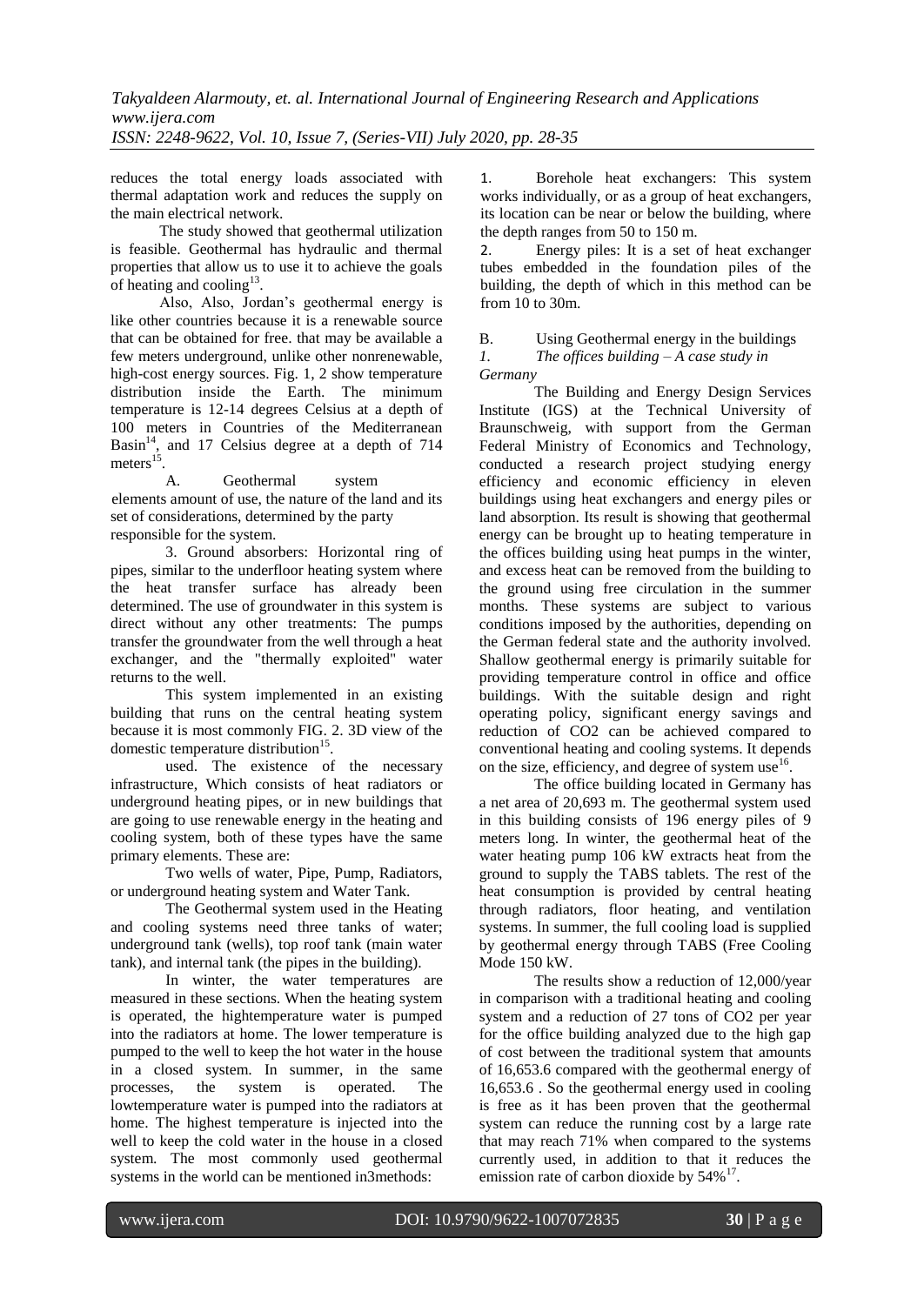reduces the total energy loads associated with thermal adaptation work and reduces the supply on the main electrical network.

The study showed that geothermal utilization is feasible. Geothermal has hydraulic and thermal properties that allow us to use it to achieve the goals of heating and cooling[13].

Also, Also, Jordan's geothermal energy is like other countries because it is a renewable source that can be obtained for free. that may be available a few meters underground, unlike other nonrenewable, high-cost energy sources. Fig. 1, 2 show temperature distribution inside the Earth. The minimum temperature is 12-14 degrees Celsius at a depth of 100 meters in Countries of the Mediterranean Basin[14], and 17 Celsius degree at a depth of 714 meters[15].

A. Geothermal system

elements amount of use, the nature of the land and its set of considerations, determined by the party responsible for the system.

3. Ground absorbers: Horizontal ring of pipes, similar to the underfloor heating system where the heat transfer surface has already been determined. The use of groundwater in this system is direct without any other treatments: The pumps transfer the groundwater from the well through a heat exchanger, and the "thermally exploited" water returns to the well.

This system implemented in an existing building that runs on the central heating system because it is most commonly FIG. 2. 3D view of the domestic temperature distribution[15].

used. The existence of the necessary infrastructure, Which consists of heat radiators or underground heating pipes, or in new buildings that are going to use renewable energy in the heating and cooling system, both of these types have the same primary elements. These are:

Two wells of water, Pipe, Pump, Radiators, or underground heating system and Water Tank.

The Geothermal system used in the Heating and cooling systems need three tanks of water; underground tank (wells), top roof tank (main water tank), and internal tank (the pipes in the building).

In winter, the water temperatures are measured in these sections. When the heating system is operated, the hightemperature water is pumped into the radiators at home. The lower temperature is pumped to the well to keep the hot water in the house in a closed system. In summer, in the same processes, the system is operated. The lowtemperature water is pumped into the radiators at home. The highest temperature is injected into the well to keep the cold water in the house in a closed system. The most commonly used geothermal systems in the world can be mentioned in3methods:

1. Borehole heat exchangers: This system works individually, or as a group of heat exchangers, its location can be near or below the building, where the depth ranges from 50 to 150 m.
2. Energy piles: It is a set of heat exchanger tubes embedded in the foundation piles of the building, the depth of which in this method can be from 10 to 30m.

B. Using Geothermal energy in the buildings

*1. The offices building – A case study in Germany*

The Building and Energy Design Services Institute (IGS) at the Technical University of Braunschweig, with support from the German Federal Ministry of Economics and Technology, conducted a research project studying energy efficiency and economic efficiency in eleven buildings using heat exchangers and energy piles or land absorption. Its result is showing that geothermal energy can be brought up to heating temperature in the offices building using heat pumps in the winter, and excess heat can be removed from the building to the ground using free circulation in the summer months. These systems are subject to various conditions imposed by the authorities, depending on the German federal state and the authority involved. Shallow geothermal energy is primarily suitable for providing temperature control in office and office buildings. With the suitable design and right operating policy, significant energy savings and reduction of $CO_2$ can be achieved compared to conventional heating and cooling systems. It depends on the size, efficiency, and degree of system use[16].

The office building located in Germany has a net area of 20,693 m. The geothermal system used in this building consists of 196 energy piles of 9 meters long. In winter, the geothermal heat of the water heating pump 106 kW extracts heat from the ground to supply the TABS tablets. The rest of the heat consumption is provided by central heating through radiators, floor heating, and ventilation systems. In summer, the full cooling load is supplied by geothermal energy through TABS (Free Cooling Mode 150 kW.

The results show a reduction of 12,000/year in comparison with a traditional heating and cooling system and a reduction of 27 tons of $CO_2$ per year for the office building analyzed due to the high gap of cost between the traditional system that amounts of 16,653.6 compared with the geothermal energy of 16,653.6 . So the geothermal energy used in cooling is free as it has been proven that the geothermal system can reduce the running cost by a large rate that may reach 71% when compared to the systems currently used, in addition to that it reduces the emission rate of carbon dioxide by 54%[17].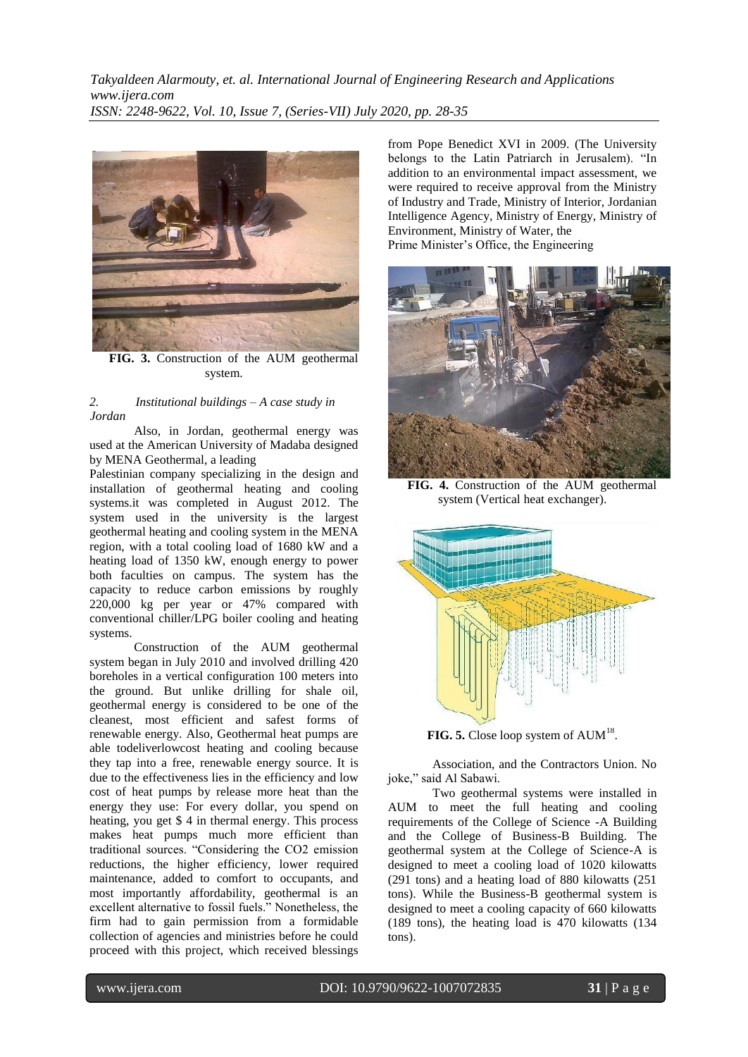**FIG. 3.** Construction of the AUM geothermal system.

*2. Institutional buildings – A case study in Jordan*

Also, in Jordan, geothermal energy was used at the American University of Madaba designed by MENA Geothermal, a leading Palestinian company specializing in the design and installation of geothermal heating and cooling systems.it was completed in August 2012. The system used in the university is the largest geothermal heating and cooling system in the MENA region, with a total cooling load of 1680 kW and a heating load of 1350 kW, enough energy to power both faculties on campus. The system has the capacity to reduce carbon emissions by roughly 220,000 kg per year or 47% compared with conventional chiller/LPG boiler cooling and heating systems.

Construction of the AUM geothermal system began in July 2010 and involved drilling 420 boreholes in a vertical configuration 100 meters into the ground. But unlike drilling for shale oil, geothermal energy is considered to be one of the cleanest, most efficient and safest forms of renewable energy. Also, Geothermal heat pumps are able todeliverlowcost heating and cooling because they tap into a free, renewable energy source. It is due to the effectiveness lies in the efficiency and low cost of heat pumps by release more heat than the energy they use: For every dollar, you spend on heating, you get $ 4 in thermal energy. This process makes heat pumps much more efficient than traditional sources. "Considering the CO2 emission reductions, the higher efficiency, lower required maintenance, added to comfort to occupants, and most importantly affordability, geothermal is an excellent alternative to fossil fuels." Nonetheless, the firm had to gain permission from a formidable collection of agencies and ministries before he could proceed with this project, which received blessings from Pope Benedict XVI in 2009. (The University belongs to the Latin Patriarch in Jerusalem). "In addition to an environmental impact assessment, we were required to receive approval from the Ministry of Industry and Trade, Ministry of Interior, Jordanian Intelligence Agency, Ministry of Energy, Ministry of Environment, Ministry of Water, the Prime Minister's Office, the Engineering Association, and the Contractors Union. No joke," said Al Sabawi.

**FIG. 4.** Construction of the AUM geothermal system (Vertical heat exchanger).

**FIG. 5.** Close loop system of AUM[18].

Two geothermal systems were installed in AUM to meet the full heating and cooling requirements of the College of Science -A Building and the College of Business-B Building. The geothermal system at the College of Science-A is designed to meet a cooling load of 1020 kilowatts (291 tons) and a heating load of 880 kilowatts (251 tons). While the Business-B geothermal system is designed to meet a cooling capacity of 660 kilowatts (189 tons), the heating load is 470 kilowatts (134 tons).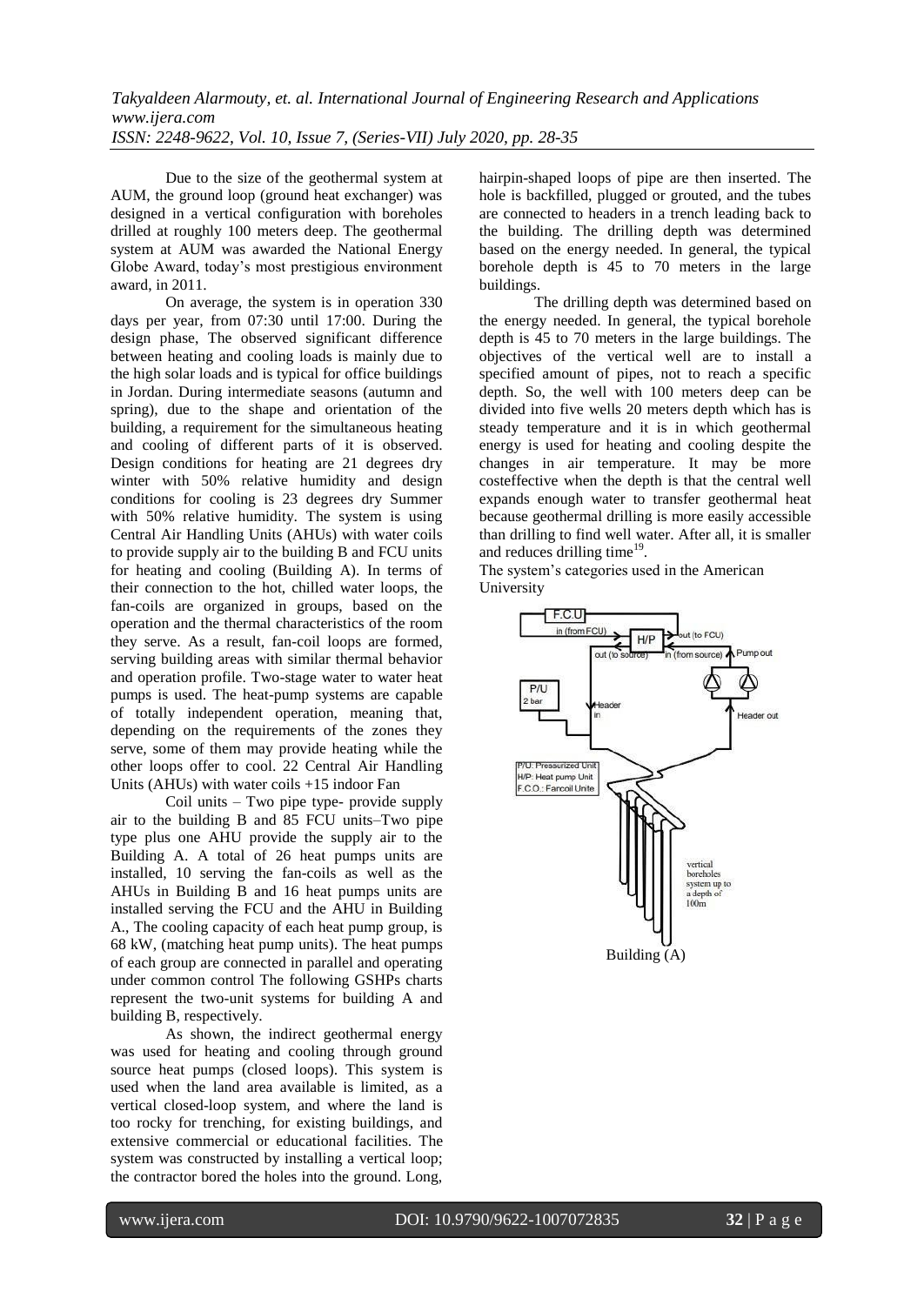Due to the size of the geothermal system at AUM, the ground loop (ground heat exchanger) was designed in a vertical configuration with boreholes drilled at roughly 100 meters deep. The geothermal system at AUM was awarded the National Energy Globe Award, today's most prestigious environment award, in 2011.

On average, the system is in operation 330 days per year, from 07:30 until 17:00. During the design phase, The observed significant difference between heating and cooling loads is mainly due to the high solar loads and is typical for office buildings in Jordan. During intermediate seasons (autumn and spring), due to the shape and orientation of the building, a requirement for the simultaneous heating and cooling of different parts of it is observed. Design conditions for heating are 21 degrees dry winter with 50% relative humidity and design conditions for cooling is 23 degrees dry Summer with 50% relative humidity. The system is using Central Air Handling Units (AHUs) with water coils to provide supply air to the building B and FCU units for heating and cooling (Building A). In terms of their connection to the hot, chilled water loops, the fan-coils are organized in groups, based on the operation and the thermal characteristics of the room they serve. As a result, fan-coil loops are formed, serving building areas with similar thermal behavior and operation profile. Two-stage water to water heat pumps is used. The heat-pump systems are capable of totally independent operation, meaning that, depending on the requirements of the zones they serve, some of them may provide heating while the other loops offer to cool. 22 Central Air Handling Units (AHUs) with water coils +15 indoor Fan

Coil units – Two pipe type- provide supply air to the building B and 85 FCU units–Two pipe type plus one AHU provide the supply air to the Building A. A total of 26 heat pumps units are installed, 10 serving the fan-coils as well as the AHUs in Building B and 16 heat pumps units are installed serving the FCU and the AHU in Building A., The cooling capacity of each heat pump group, is 68 kW, (matching heat pump units). The heat pumps of each group are connected in parallel and operating under common control The following GSHPs charts represent the two-unit systems for building A and building B, respectively.

As shown, the indirect geothermal energy was used for heating and cooling through ground source heat pumps (closed loops). This system is used when the land area available is limited, as a vertical closed-loop system, and where the land is too rocky for trenching, for existing buildings, and extensive commercial or educational facilities. The system was constructed by installing a vertical loop; the contractor bored the holes into the ground. Long, hairpin-shaped loops of pipe are then inserted. The hole is backfilled, plugged or grouted, and the tubes are connected to headers in a trench leading back to the building. The drilling depth was determined based on the energy needed. In general, the typical borehole depth is 45 to 70 meters in the large buildings.

The drilling depth was determined based on the energy needed. In general, the typical borehole depth is 45 to 70 meters in the large buildings. The objectives of the vertical well are to install a specified amount of pipes, not to reach a specific depth. So, the well with 100 meters deep can be divided into five wells 20 meters depth which has is steady temperature and it is in which geothermal energy is used for heating and cooling despite the changes in air temperature. It may be more costeffective when the depth is that the central well expands enough water to transfer geothermal heat because geothermal drilling is more easily accessible than drilling to find well water. After all, it is smaller and reduces drilling time[19].

The system's categories used in the American University

F.C.U; in (from FCU); H/P; out (to FCU); out (to source); in (from source); Pump out; P/U 2 bar; Header in; Header out; P/U: Pressurized Unit; H/P: Heat pump Unit; F.C.O.: Fancoil Unite; vertical boreholes system up to a depth of 100m

Building (A)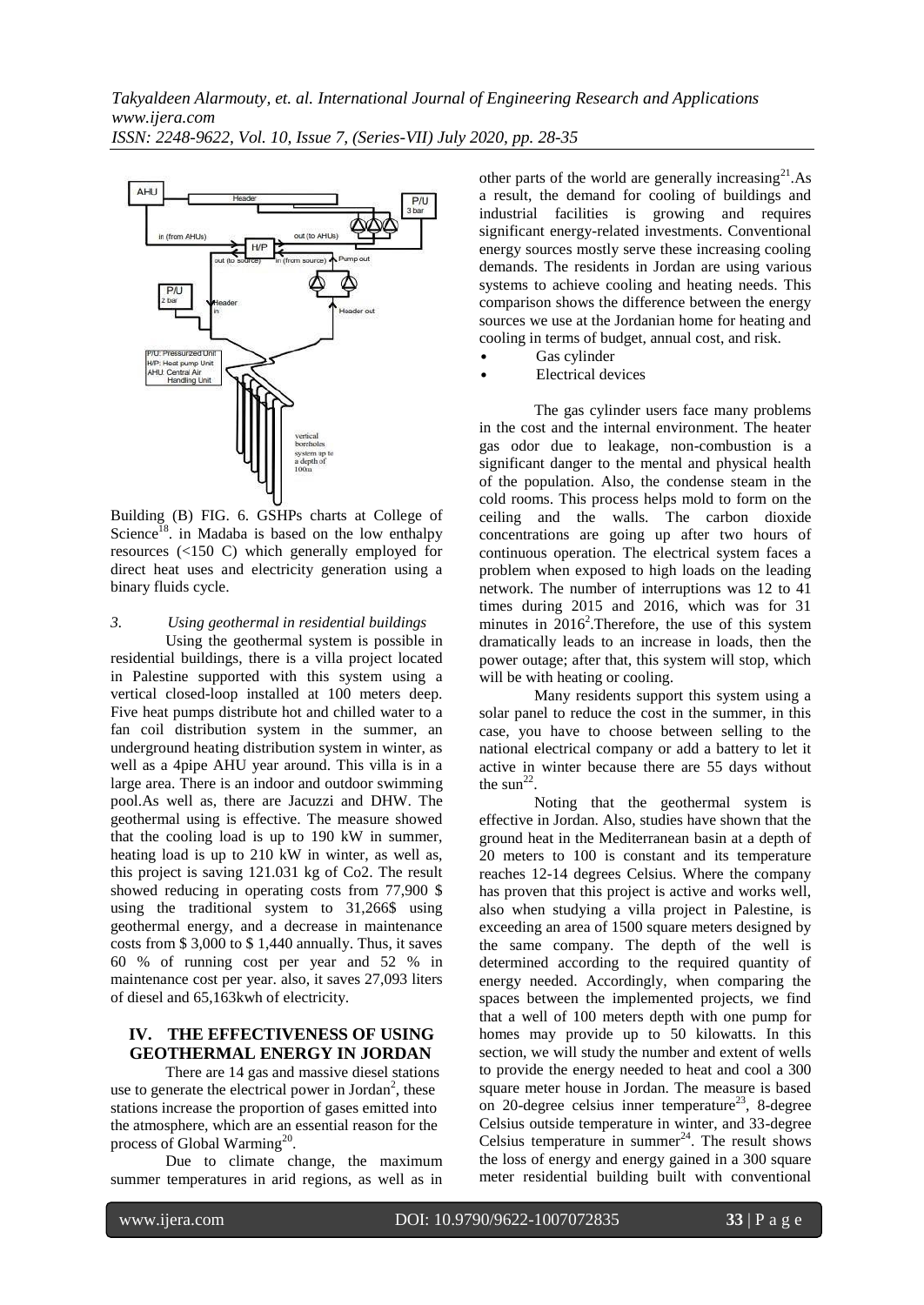Building (B) FIG. 6. GSHPs charts at College of Science[18]. in Madaba is based on the low enthalpy resources (<150 C) which generally employed for direct heat uses and electricity generation using a binary fluids cycle.

*3. Using geothermal in residential buildings*

Using the geothermal system is possible in residential buildings, there is a villa project located in Palestine supported with this system using a vertical closed-loop installed at 100 meters deep. Five heat pumps distribute hot and chilled water to a fan coil distribution system in the summer, an underground heating distribution system in winter, as well as a 4pipe AHU year around. This villa is in a large area. There is an indoor and outdoor swimming pool.As well as, there are Jacuzzi and DHW. The geothermal using is effective. The measure showed that the cooling load is up to 190 kW in summer, heating load is up to 210 kW in winter, as well as, this project is saving 121.031 kg of Co2. The result showed reducing in operating costs from 77,900 $ using the traditional system to 31,266$ using geothermal energy, and a decrease in maintenance costs from $ 3,000 to $ 1,440 annually. Thus, it saves 60 % of running cost per year and 52 % in maintenance cost per year. also, it saves 27,093 liters of diesel and 65,163kwh of electricity.

## IV. THE EFFECTIVENESS OF USING GEOTHERMAL ENERGY IN JORDAN

There are 14 gas and massive diesel stations use to generate the electrical power in Jordan[2], these stations increase the proportion of gases emitted into the atmosphere, which are an essential reason for the process of Global Warming[20].

Due to climate change, the maximum summer temperatures in arid regions, as well as in other parts of the world are generally increasing[21].As a result, the demand for cooling of buildings and industrial facilities is growing and requires significant energy-related investments. Conventional energy sources mostly serve these increasing cooling demands. The residents in Jordan are using various systems to achieve cooling and heating needs. This comparison shows the difference between the energy sources we use at the Jordanian home for heating and cooling in terms of budget, annual cost, and risk.

- Gas cylinder
- Electrical devices

The gas cylinder users face many problems in the cost and the internal environment. The heater gas odor due to leakage, non-combustion is a significant danger to the mental and physical health of the population. Also, the condense steam in the cold rooms. This process helps mold to form on the ceiling and the walls. The carbon dioxide concentrations are going up after two hours of continuous operation. The electrical system faces a problem when exposed to high loads on the leading network. The number of interruptions was 12 to 41 times during 2015 and 2016, which was for 31 minutes in 2016[2].Therefore, the use of this system dramatically leads to an increase in loads, then the power outage; after that, this system will stop, which will be with heating or cooling.

Many residents support this system using a solar panel to reduce the cost in the summer, in this case, you have to choose between selling to the national electrical company or add a battery to let it active in winter because there are 55 days without the sun[22].

Noting that the geothermal system is effective in Jordan. Also, studies have shown that the ground heat in the Mediterranean basin at a depth of 20 meters to 100 is constant and its temperature reaches 12-14 degrees Celsius. Where the company has proven that this project is active and works well, also when studying a villa project in Palestine, is exceeding an area of 1500 square meters designed by the same company. The depth of the well is determined according to the required quantity of energy needed. Accordingly, when comparing the spaces between the implemented projects, we find that a well of 100 meters depth with one pump for homes may provide up to 50 kilowatts. In this section, we will study the number and extent of wells to provide the energy needed to heat and cool a 300 square meter house in Jordan. The measure is based on 20-degree celsius inner temperature[23], 8-degree Celsius outside temperature in winter, and 33-degree Celsius temperature in summer[24]. The result shows the loss of energy and energy gained in a 300 square meter residential building built with conventional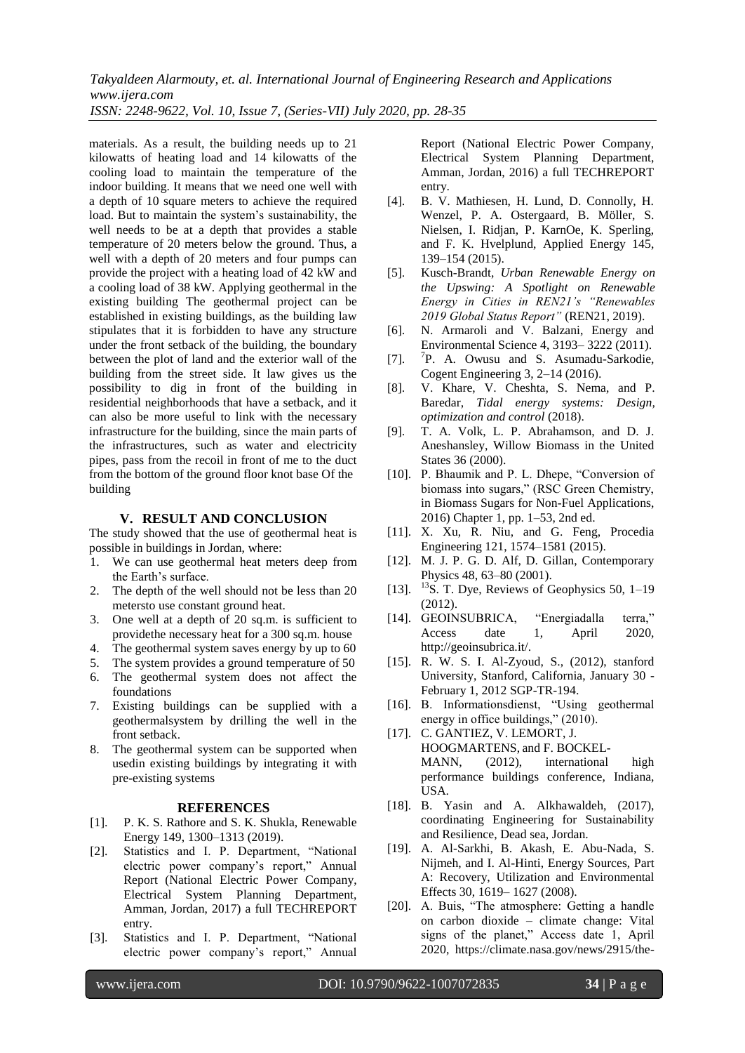materials. As a result, the building needs up to 21 kilowatts of heating load and 14 kilowatts of the cooling load to maintain the temperature of the indoor building. It means that we need one well with a depth of 10 square meters to achieve the required load. But to maintain the system's sustainability, the well needs to be at a depth that provides a stable temperature of 20 meters below the ground. Thus, a well with a depth of 20 meters and four pumps can provide the project with a heating load of 42 kW and a cooling load of 38 kW. Applying geothermal in the existing building The geothermal project can be established in existing buildings, as the building law stipulates that it is forbidden to have any structure under the front setback of the building, the boundary between the plot of land and the exterior wall of the building from the street side. It law gives us the possibility to dig in front of the building in residential neighborhoods that have a setback, and it can also be more useful to link with the necessary infrastructure for the building, since the main parts of the infrastructures, such as water and electricity pipes, pass from the recoil in front of me to the duct from the bottom of the ground floor knot base Of the building

## V. RESULT AND CONCLUSION

The study showed that the use of geothermal heat is possible in buildings in Jordan, where:

1. We can use geothermal heat meters deep from the Earth's surface.
2. The depth of the well should not be less than 20 metersto use constant ground heat.
3. One well at a depth of 20 sq.m. is sufficient to providethe necessary heat for a 300 sq.m. house
4. The geothermal system saves energy by up to 60
5. The system provides a ground temperature of 50
6. The geothermal system does not affect the foundations
7. Existing buildings can be supplied with a geothermalsystem by drilling the well in the front setback.
8. The geothermal system can be supported when usedin existing buildings by integrating it with pre-existing systems

## REFERENCES

[1]. P. K. S. Rathore and S. K. Shukla, Renewable Energy 149, 1300–1313 (2019).

[2]. Statistics and I. P. Department, "National electric power company's report," Annual Report (National Electric Power Company, Electrical System Planning Department, Amman, Jordan, 2017) a full TECHREPORT entry.

[3]. Statistics and I. P. Department, "National electric power company's report," Annual Report (National Electric Power Company, Electrical System Planning Department, Amman, Jordan, 2016) a full TECHREPORT entry.

[4]. B. V. Mathiesen, H. Lund, D. Connolly, H. Wenzel, P. A. Ostergaard, B. Möller, S. Nielsen, I. Ridjan, P. KarnOe, K. Sperling, and F. K. Hvelplund, Applied Energy 145, 139–154 (2015).

[5]. Kusch-Brandt, *Urban Renewable Energy on the Upswing: A Spotlight on Renewable Energy in Cities in REN21's "Renewables 2019 Global Status Report"* (REN21, 2019).

[6]. N. Armaroli and V. Balzani, Energy and Environmental Science 4, 3193– 3222 (2011).

[7]. [7]P. A. Owusu and S. Asumadu-Sarkodie, Cogent Engineering 3, 2–14 (2016).

[8]. V. Khare, V. Cheshta, S. Nema, and P. Baredar, *Tidal energy systems: Design, optimization and control* (2018).

[9]. T. A. Volk, L. P. Abrahamson, and D. J. Aneshansley, Willow Biomass in the United States 36 (2000).

[10]. P. Bhaumik and P. L. Dhepe, "Conversion of biomass into sugars," (RSC Green Chemistry, in Biomass Sugars for Non-Fuel Applications, 2016) Chapter 1, pp. 1–53, 2nd ed.

[11]. X. Xu, R. Niu, and G. Feng, Procedia Engineering 121, 1574–1581 (2015).

[12]. M. J. P. G. D. Alf, D. Gillan, Contemporary Physics 48, 63–80 (2001).

[13]. [13]S. T. Dye, Reviews of Geophysics 50, 1–19 (2012).

[14]. GEOINSUBRICA, "Energiadalla terra," Access date 1, April 2020, http://geoinsubrica.it/.

[15]. R. W. S. I. Al-Zyoud, S., (2012), stanford University, Stanford, California, January 30 - February 1, 2012 SGP-TR-194.

[16]. B. Informationsdienst, "Using geothermal energy in office buildings," (2010).

[17]. C. GANTIEZ, V. LEMORT, J. HOOGMARTENS, and F. BOCKEL-MANN, (2012), international high performance buildings conference, Indiana, USA.

[18]. B. Yasin and A. Alkhawaldeh, (2017), coordinating Engineering for Sustainability and Resilience, Dead sea, Jordan.

[19]. A. Al-Sarkhi, B. Akash, E. Abu-Nada, S. Nijmeh, and I. Al-Hinti, Energy Sources, Part A: Recovery, Utilization and Environmental Effects 30, 1619– 1627 (2008).

[20]. A. Buis, "The atmosphere: Getting a handle on carbon dioxide – climate change: Vital signs of the planet," Access date 1, April 2020, https://climate.nasa.gov/news/2915/the-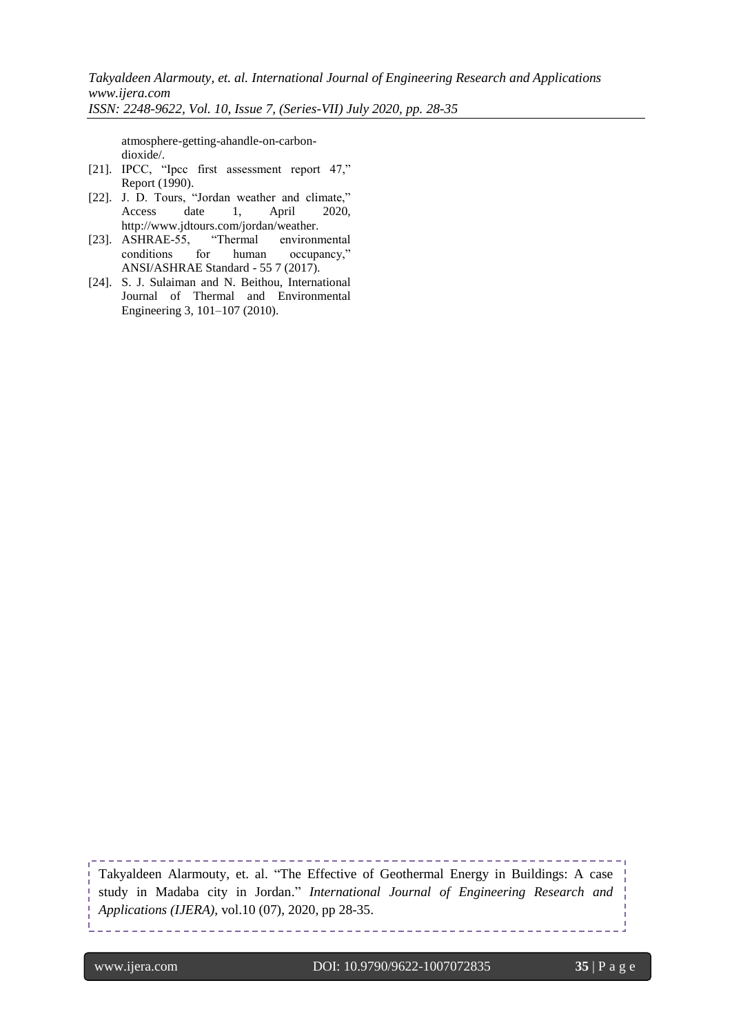atmosphere-getting-ahandle-on-carbon-dioxide/.

[21]. IPCC, "Ipcc first assessment report 47," Report (1990).

[22]. J. D. Tours, "Jordan weather and climate," Access date 1, April 2020, http://www.jdtours.com/jordan/weather.

[23]. ASHRAE-55, "Thermal environmental conditions for human occupancy," ANSI/ASHRAE Standard - 55 7 (2017).

[24]. S. J. Sulaiman and N. Beithou, International Journal of Thermal and Environmental Engineering 3, 101–107 (2010).

Takyaldeen Alarmouty, et. al. "The Effective of Geothermal Energy in Buildings: A case study in Madaba city in Jordan." *International Journal of Engineering Research and Applications (IJERA)*, vol.10 (07), 2020, pp 28-35.